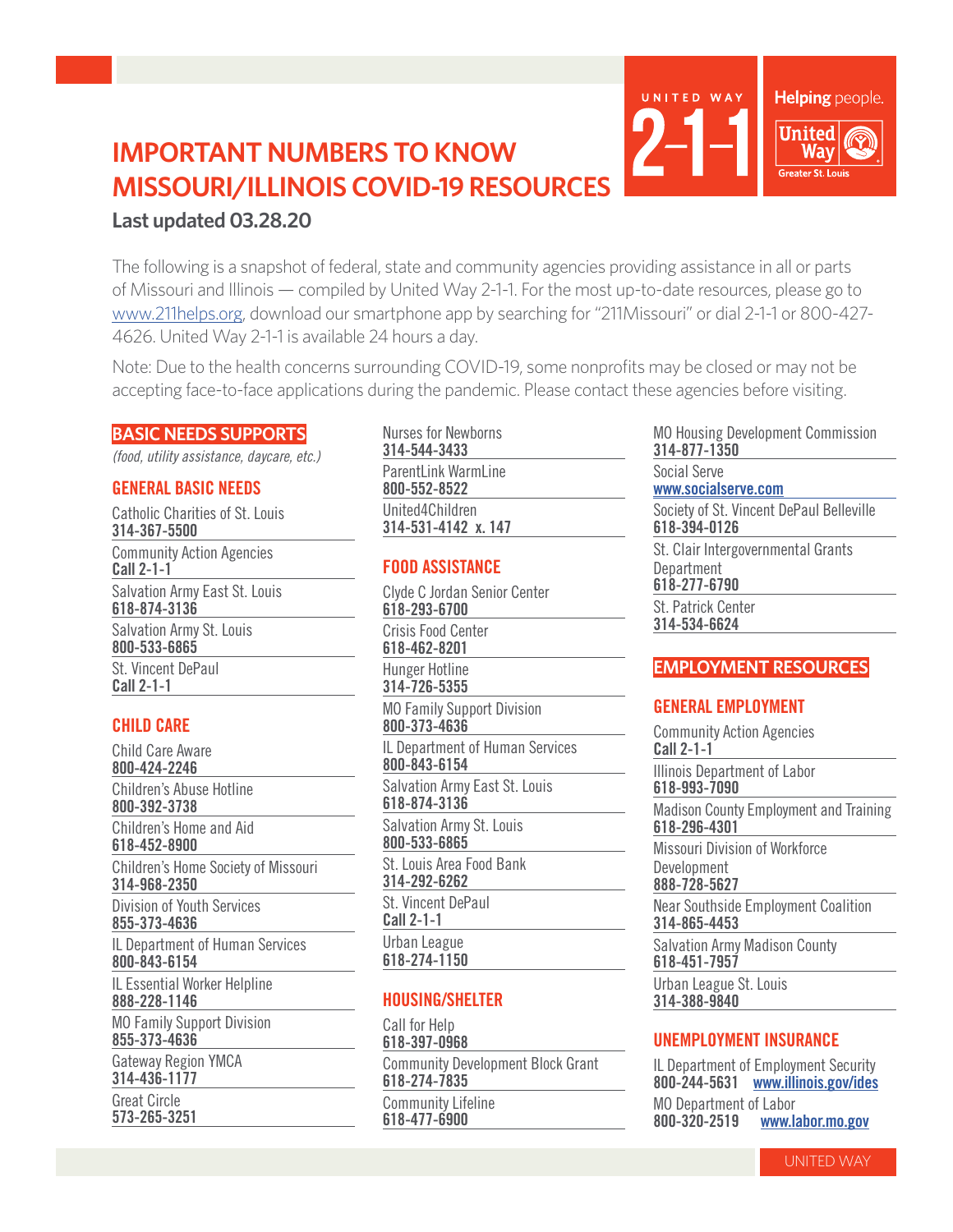# IMPORTANT NUMBERS TO KNOW MISSOURI/ILLINOIS COVID-19 RESOURCES

**Last updated 03.28.20**

The following is a snapshot of federal, state and community agencies providing assistance in all or parts of Missouri and Illinois — compiled by United Way 2-1-1. For the most up-to-date resources, please go to www.211helps.org, download our smartphone app by searching for "211Missouri" or dial 2-1-1 or 800-427-4626. United Way 2-1-1 is available 24 hours a day.

Note: Due to the health concerns surrounding COVID-19, some nonprofits may be closed or may not be accepting face-to-face applications during the pandemic. Please contact these agencies before visiting.

## BASIC NEEDS SUPPORTS

*(food, utility assistance, daycare, etc.)*

### GENERAL BASIC NEEDS

Catholic Charities of St. Louis
**314-367-5500**

Community Action Agencies
**Call 2-1-1**

Salvation Army East St. Louis
**618-874-3136**

Salvation Army St. Louis
**800-533-6865**

St. Vincent DePaul
**Call 2-1-1**

### CHILD CARE

Child Care Aware
**800-424-2246**

Children's Abuse Hotline
**800-392-3738**

Children's Home and Aid
**618-452-8900**

Children's Home Society of Missouri
**314-968-2350**

Division of Youth Services
**855-373-4636**

IL Department of Human Services
**800-843-6154**

IL Essential Worker Helpline
**888-228-1146**

MO Family Support Division
**855-373-4636**

Gateway Region YMCA
**314-436-1177**

Great Circle
**573-265-3251**

Nurses for Newborns
**314-544-3433**

ParentLink WarmLine
**800-552-8522**

United4Children
**314-531-4142 x. 147**

### FOOD ASSISTANCE

Clyde C Jordan Senior Center
**618-293-6700**

Crisis Food Center
**618-462-8201**

Hunger Hotline
**314-726-5355**

MO Family Support Division
**800-373-4636**

IL Department of Human Services
**800-843-6154**

Salvation Army East St. Louis
**618-874-3136**

Salvation Army St. Louis
**800-533-6865**

St. Louis Area Food Bank
**314-292-6262**

St. Vincent DePaul
**Call 2-1-1**

Urban League
**618-274-1150**

### HOUSING/SHELTER

Call for Help
**618-397-0968**

Community Development Block Grant
**618-274-7835**

Community Lifeline
**618-477-6900**

MO Housing Development Commission
**314-877-1350**

Social Serve
**www.socialserve.com**

Society of St. Vincent DePaul Belleville
**618-394-0126**

St. Clair Intergovernmental Grants Department
**618-277-6790**

St. Patrick Center
**314-534-6624**

## EMPLOYMENT RESOURCES

### GENERAL EMPLOYMENT

Community Action Agencies
**Call 2-1-1**

Illinois Department of Labor
**618-993-7090**

Madison County Employment and Training
**618-296-4301**

Missouri Division of Workforce Development
**888-728-5627**

Near Southside Employment Coalition
**314-865-4453**

Salvation Army Madison County
**618-451-7957**

Urban League St. Louis
**314-388-9840**

### UNEMPLOYMENT INSURANCE

IL Department of Employment Security
**800-244-5631** **www.illinois.gov/ides**

MO Department of Labor
**800-320-2519** **www.labor.mo.gov**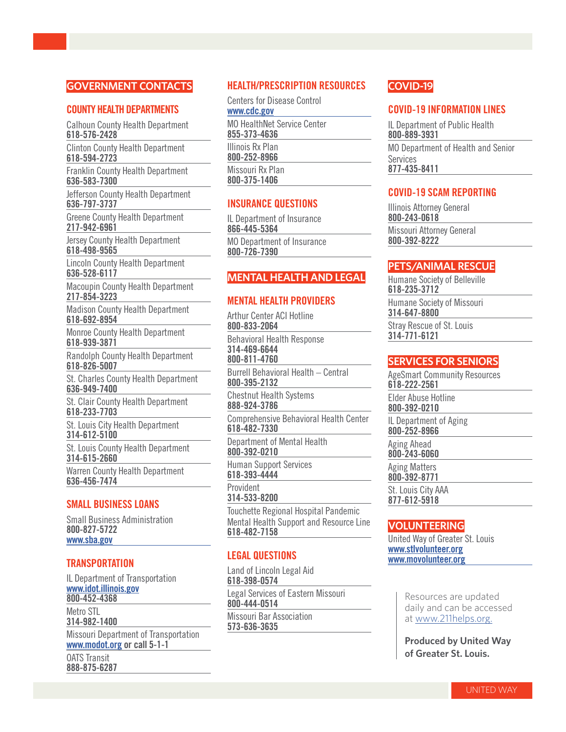## GOVERNMENT CONTACTS

### COUNTY HEALTH DEPARTMENTS

Calhoun County Health Department
**618-576-2428**

Clinton County Health Department
**618-594-2723**

Franklin County Health Department
**636-583-7300**

Jefferson County Health Department
**636-797-3737**

Greene County Health Department
**217-942-6961**

Jersey County Health Department
**618-498-9565**

Lincoln County Health Department
**636-528-6117**

Macoupin County Health Department
**217-854-3223**

Madison County Health Department
**618-692-8954**

Monroe County Health Department
**618-939-3871**

Randolph County Health Department
**618-826-5007**

St. Charles County Health Department
**636-949-7400**

St. Clair County Health Department
**618-233-7703**

St. Louis City Health Department
**314-612-5100**

St. Louis County Health Department
**314-615-2660**

Warren County Health Department
**636-456-7474**

### SMALL BUSINESS LOANS

Small Business Administration
**800-827-5722**
**www.sba.gov**

### TRANSPORTATION

IL Department of Transportation
**www.idot.illinois.gov**
**800-452-4368**

Metro STL
**314-982-1400**

Missouri Department of Transportation
**www.modot.org or call 5-1-1**

OATS Transit
**888-875-6287**

### HEALTH/PRESCRIPTION RESOURCES

Centers for Disease Control
**www.cdc.gov**

MO HealthNet Service Center
**855-373-4636**

Illinois Rx Plan
**800-252-8966**

Missouri Rx Plan
**800-375-1406**

### INSURANCE QUESTIONS

IL Department of Insurance
**866-445-5364**

MO Department of Insurance
**800-726-7390**

## MENTAL HEALTH AND LEGAL

### MENTAL HEALTH PROVIDERS

Arthur Center ACI Hotline
**800-833-2064**

Behavioral Health Response
**314-469-6644**
**800-811-4760**

Burrell Behavioral Health – Central
**800-395-2132**

Chestnut Health Systems
**888-924-3786**

Comprehensive Behavioral Health Center
**618-482-7330**

Department of Mental Health
**800-392-0210**

Human Support Services
**618-393-4444**

Provident
**314-533-8200**

Touchette Regional Hospital Pandemic Mental Health Support and Resource Line
**618-482-7158**

### LEGAL QUESTIONS

Land of Lincoln Legal Aid
**618-398-0574**

Legal Services of Eastern Missouri
**800-444-0514**

Missouri Bar Association
**573-636-3635**

## COVID-19

### COVID-19 INFORMATION LINES

IL Department of Public Health
**800-889-3931**

MO Department of Health and Senior Services
**877-435-8411**

### COVID-19 SCAM REPORTING

Illinois Attorney General
**800-243-0618**

Missouri Attorney General
**800-392-8222**

## PETS/ANIMAL RESCUE

Humane Society of Belleville
**618-235-3712**

Humane Society of Missouri
**314-647-8800**

Stray Rescue of St. Louis
**314-771-6121**

## SERVICES FOR SENIORS

AgeSmart Community Resources
**618-222-2561**

Elder Abuse Hotline
**800-392-0210**

IL Department of Aging
**800-252-8966**

Aging Ahead
**800-243-6060**

Aging Matters
**800-392-8771**

St. Louis City AAA
**877-612-5918**

## VOLUNTEERING

United Way of Greater St. Louis
**www.stlvolunteer.org**
**www.movolunteer.org**

Resources are updated daily and can be accessed at www.211helps.org.

**Produced by United Way of Greater St. Louis.**